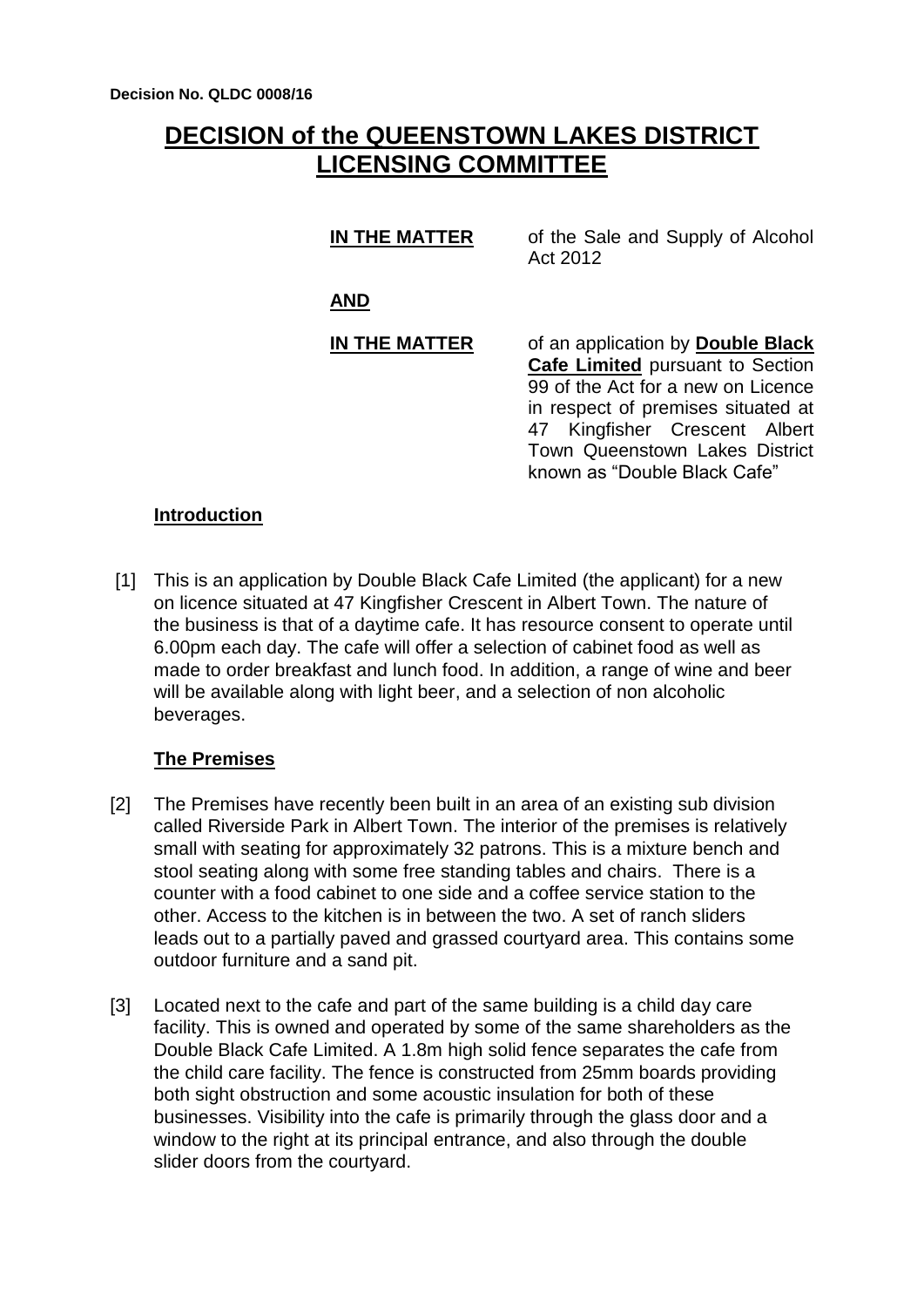**Decision No. QLDC 0008/16**

# DECISION of the QUEENSTOWN LAKES DISTRICT LICENSING COMMITTEE

**IN THE MATTER** of the Sale and Supply of Alcohol Act 2012

**AND**

**IN THE MATTER** of an application by **Double Black Cafe Limited** pursuant to Section 99 of the Act for a new on Licence in respect of premises situated at 47 Kingfisher Crescent Albert Town Queenstown Lakes District known as "Double Black Cafe"

## Introduction

[1] This is an application by Double Black Cafe Limited (the applicant) for a new on licence situated at 47 Kingfisher Crescent in Albert Town. The nature of the business is that of a daytime cafe. It has resource consent to operate until 6.00pm each day. The cafe will offer a selection of cabinet food as well as made to order breakfast and lunch food. In addition, a range of wine and beer will be available along with light beer, and a selection of non alcoholic beverages.

## The Premises

[2] The Premises have recently been built in an area of an existing sub division called Riverside Park in Albert Town. The interior of the premises is relatively small with seating for approximately 32 patrons. This is a mixture bench and stool seating along with some free standing tables and chairs. There is a counter with a food cabinet to one side and a coffee service station to the other. Access to the kitchen is in between the two. A set of ranch sliders leads out to a partially paved and grassed courtyard area. This contains some outdoor furniture and a sand pit.

[3] Located next to the cafe and part of the same building is a child day care facility. This is owned and operated by some of the same shareholders as the Double Black Cafe Limited. A 1.8m high solid fence separates the cafe from the child care facility. The fence is constructed from 25mm boards providing both sight obstruction and some acoustic insulation for both of these businesses. Visibility into the cafe is primarily through the glass door and a window to the right at its principal entrance, and also through the double slider doors from the courtyard.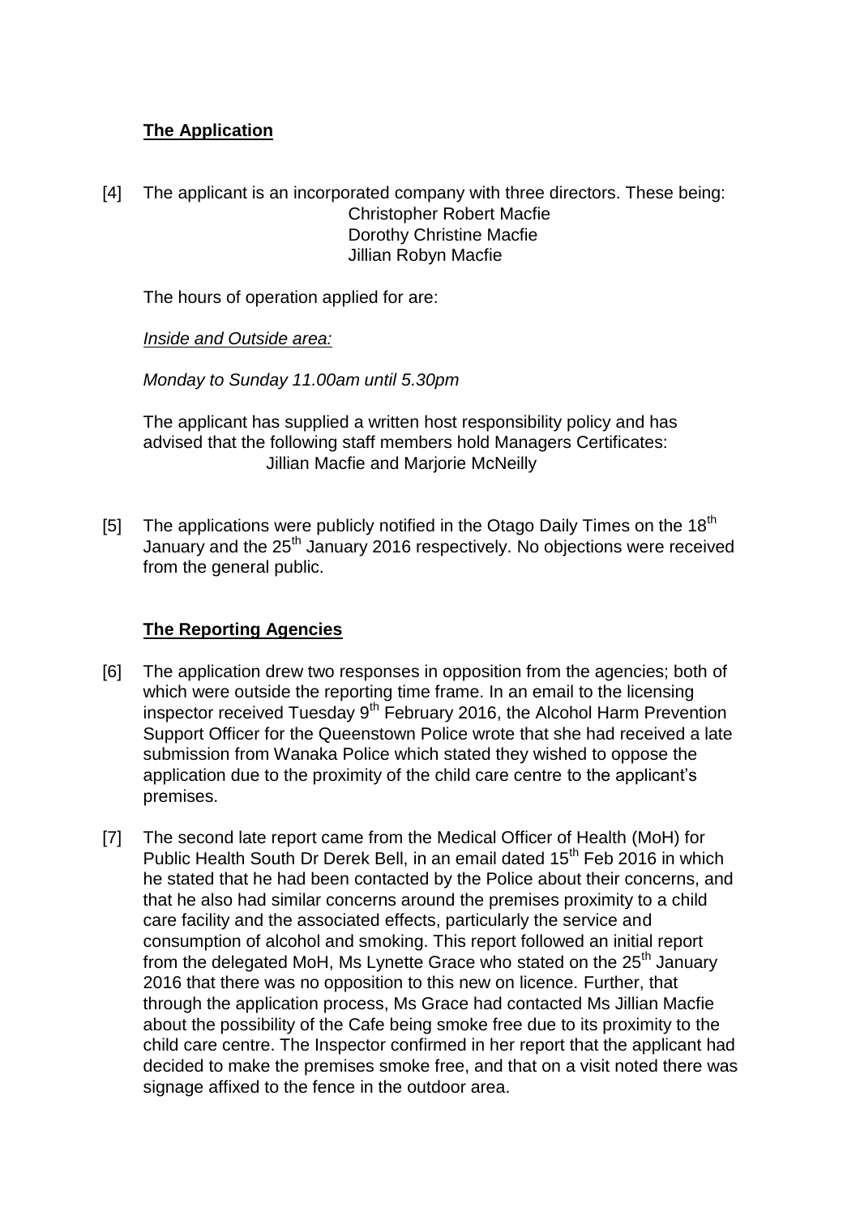## **The Application**

[4] The applicant is an incorporated company with three directors. These being:

Christopher Robert Macfie
Dorothy Christine Macfie
Jillian Robyn Macfie

The hours of operation applied for are:

*Inside and Outside area:*

*Monday to Sunday 11.00am until 5.30pm*

The applicant has supplied a written host responsibility policy and has advised that the following staff members hold Managers Certificates:

Jillian Macfie and Marjorie McNeilly

[5] The applications were publicly notified in the Otago Daily Times on the 18th January and the 25th January 2016 respectively. No objections were received from the general public.

## **The Reporting Agencies**

[6] The application drew two responses in opposition from the agencies; both of which were outside the reporting time frame. In an email to the licensing inspector received Tuesday 9th February 2016, the Alcohol Harm Prevention Support Officer for the Queenstown Police wrote that she had received a late submission from Wanaka Police which stated they wished to oppose the application due to the proximity of the child care centre to the applicant's premises.

[7] The second late report came from the Medical Officer of Health (MoH) for Public Health South Dr Derek Bell, in an email dated 15th Feb 2016 in which he stated that he had been contacted by the Police about their concerns, and that he also had similar concerns around the premises proximity to a child care facility and the associated effects, particularly the service and consumption of alcohol and smoking. This report followed an initial report from the delegated MoH, Ms Lynette Grace who stated on the 25th January 2016 that there was no opposition to this new on licence. Further, that through the application process, Ms Grace had contacted Ms Jillian Macfie about the possibility of the Cafe being smoke free due to its proximity to the child care centre. The Inspector confirmed in her report that the applicant had decided to make the premises smoke free, and that on a visit noted there was signage affixed to the fence in the outdoor area.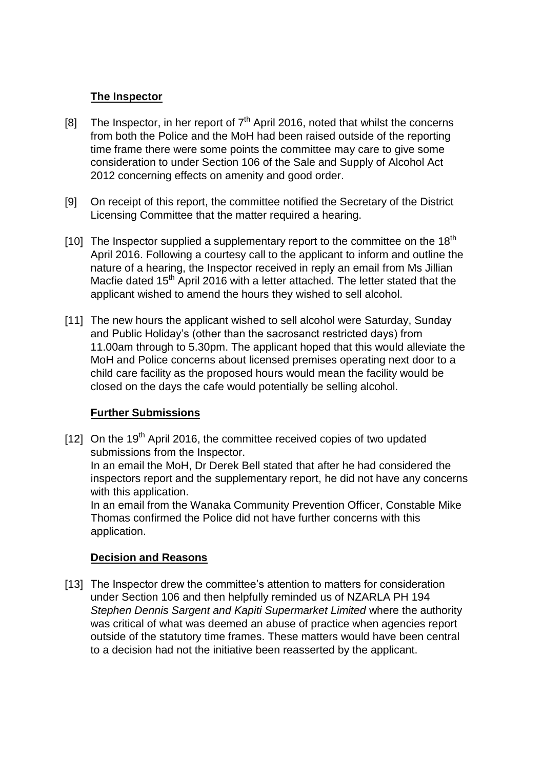## **The Inspector**

[8] The Inspector, in her report of 7th April 2016, noted that whilst the concerns from both the Police and the MoH had been raised outside of the reporting time frame there were some points the committee may care to give some consideration to under Section 106 of the Sale and Supply of Alcohol Act 2012 concerning effects on amenity and good order.

[9] On receipt of this report, the committee notified the Secretary of the District Licensing Committee that the matter required a hearing.

[10] The Inspector supplied a supplementary report to the committee on the 18th April 2016. Following a courtesy call to the applicant to inform and outline the nature of a hearing, the Inspector received in reply an email from Ms Jillian Macfie dated 15th April 2016 with a letter attached. The letter stated that the applicant wished to amend the hours they wished to sell alcohol.

[11] The new hours the applicant wished to sell alcohol were Saturday, Sunday and Public Holiday's (other than the sacrosanct restricted days) from 11.00am through to 5.30pm. The applicant hoped that this would alleviate the MoH and Police concerns about licensed premises operating next door to a child care facility as the proposed hours would mean the facility would be closed on the days the cafe would potentially be selling alcohol.

## **Further Submissions**

[12] On the 19th April 2016, the committee received copies of two updated submissions from the Inspector.
In an email the MoH, Dr Derek Bell stated that after he had considered the inspectors report and the supplementary report, he did not have any concerns with this application.
In an email from the Wanaka Community Prevention Officer, Constable Mike Thomas confirmed the Police did not have further concerns with this application.

## **Decision and Reasons**

[13] The Inspector drew the committee's attention to matters for consideration under Section 106 and then helpfully reminded us of NZARLA PH 194 *Stephen Dennis Sargent and Kapiti Supermarket Limited* where the authority was critical of what was deemed an abuse of practice when agencies report outside of the statutory time frames. These matters would have been central to a decision had not the initiative been reasserted by the applicant.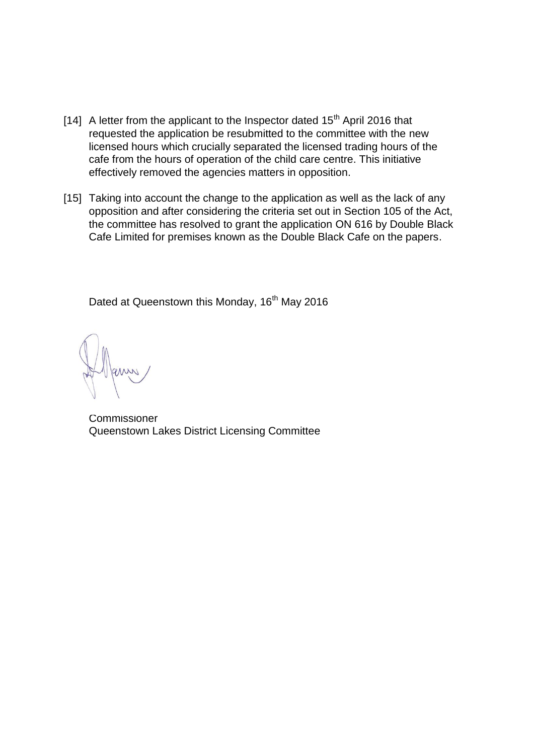[14] A letter from the applicant to the Inspector dated 15th April 2016 that requested the application be resubmitted to the committee with the new licensed hours which crucially separated the licensed trading hours of the cafe from the hours of operation of the child care centre. This initiative effectively removed the agencies matters in opposition.

[15] Taking into account the change to the application as well as the lack of any opposition and after considering the criteria set out in Section 105 of the Act, the committee has resolved to grant the application ON 616 by Double Black Cafe Limited for premises known as the Double Black Cafe on the papers.

Dated at Queenstown this Monday, 16th May 2016

Commissioner
Queenstown Lakes District Licensing Committee